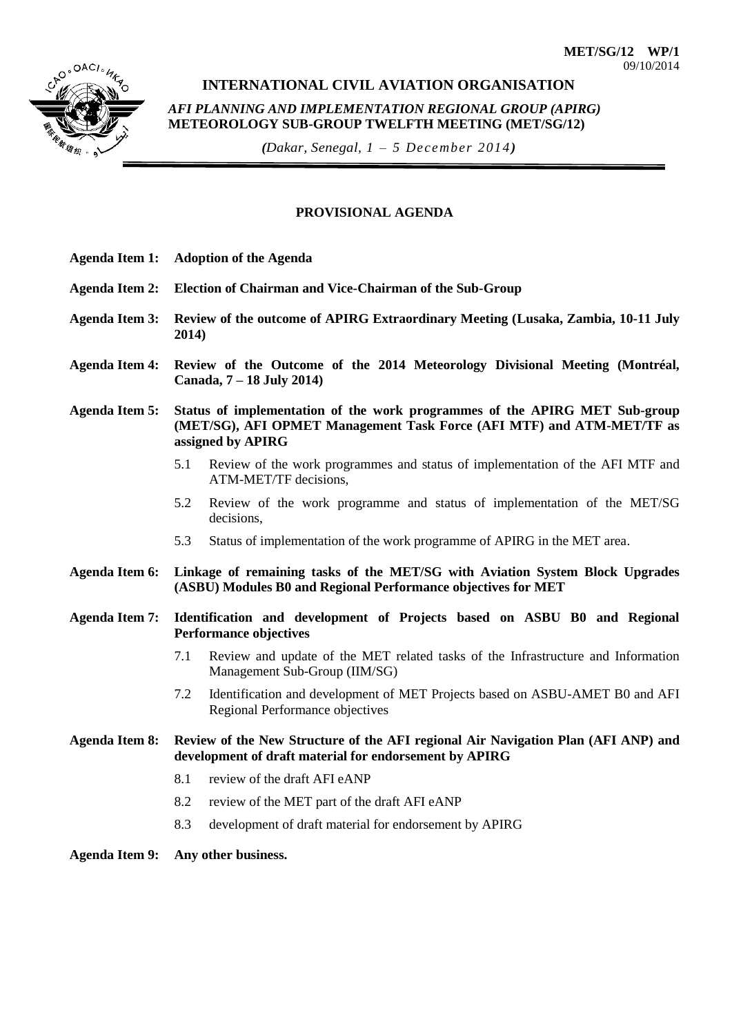**MET/SG/12 WP/1**
09/10/2014

**INTERNATIONAL CIVIL AVIATION ORGANISATION**

***AFI PLANNING AND IMPLEMENTATION REGIONAL GROUP (APIRG)***
**METEOROLOGY SUB-GROUP TWELFTH MEETING (MET/SG/12)**

***(****Dakar, Senegal, 1 – 5 December 2014****)***

## PROVISIONAL AGENDA

**Agenda Item 1: Adoption of the Agenda**

**Agenda Item 2: Election of Chairman and Vice-Chairman of the Sub-Group**

**Agenda Item 3: Review of the outcome of APIRG Extraordinary Meeting (Lusaka, Zambia, 10-11 July 2014)**

**Agenda Item 4: Review of the Outcome of the 2014 Meteorology Divisional Meeting (Montréal, Canada, 7 – 18 July 2014)**

**Agenda Item 5: Status of implementation of the work programmes of the APIRG MET Sub-group (MET/SG), AFI OPMET Management Task Force (AFI MTF) and ATM-MET/TF as assigned by APIRG**

5.1 Review of the work programmes and status of implementation of the AFI MTF and ATM-MET/TF decisions,

5.2 Review of the work programme and status of implementation of the MET/SG decisions,

5.3 Status of implementation of the work programme of APIRG in the MET area.

**Agenda Item 6: Linkage of remaining tasks of the MET/SG with Aviation System Block Upgrades (ASBU) Modules B0 and Regional Performance objectives for MET**

**Agenda Item 7: Identification and development of Projects based on ASBU B0 and Regional Performance objectives**

7.1 Review and update of the MET related tasks of the Infrastructure and Information Management Sub-Group (IIM/SG)

7.2 Identification and development of MET Projects based on ASBU-AMET B0 and AFI Regional Performance objectives

**Agenda Item 8: Review of the New Structure of the AFI regional Air Navigation Plan (AFI ANP) and development of draft material for endorsement by APIRG**

8.1 review of the draft AFI eANP

8.2 review of the MET part of the draft AFI eANP

8.3 development of draft material for endorsement by APIRG

**Agenda Item 9: Any other business.**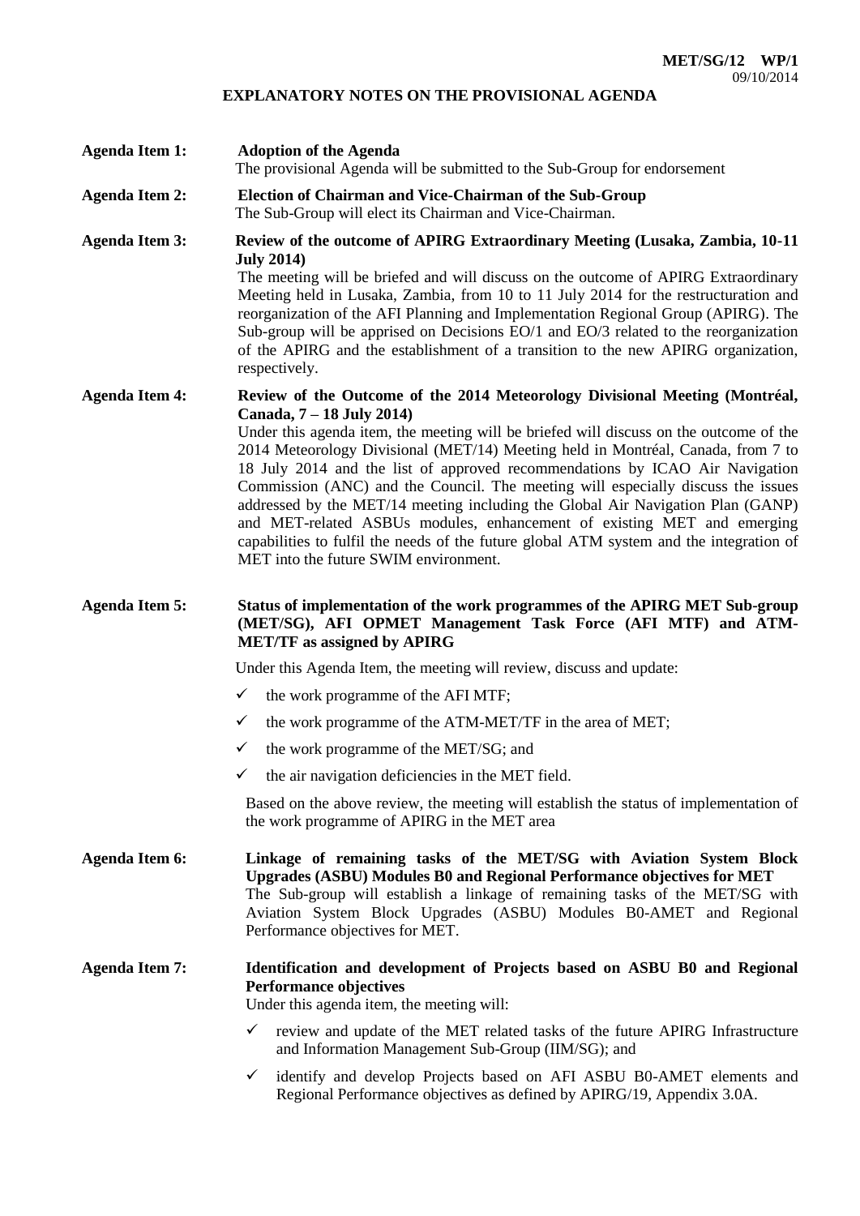MET/SG/12 WP/1
09/10/2014

# EXPLANATORY NOTES ON THE PROVISIONAL AGENDA

**Agenda Item 1: Adoption of the Agenda**
The provisional Agenda will be submitted to the Sub-Group for endorsement

**Agenda Item 2: Election of Chairman and Vice-Chairman of the Sub-Group**
The Sub-Group will elect its Chairman and Vice-Chairman.

**Agenda Item 3: Review of the outcome of APIRG Extraordinary Meeting (Lusaka, Zambia, 10-11 July 2014)**
The meeting will be briefed and will discuss on the outcome of APIRG Extraordinary Meeting held in Lusaka, Zambia, from 10 to 11 July 2014 for the restructuration and reorganization of the AFI Planning and Implementation Regional Group (APIRG). The Sub-group will be apprised on Decisions EO/1 and EO/3 related to the reorganization of the APIRG and the establishment of a transition to the new APIRG organization, respectively.

**Agenda Item 4: Review of the Outcome of the 2014 Meteorology Divisional Meeting (Montréal, Canada, 7 – 18 July 2014)**
Under this agenda item, the meeting will be briefed will discuss on the outcome of the 2014 Meteorology Divisional (MET/14) Meeting held in Montréal, Canada, from 7 to 18 July 2014 and the list of approved recommendations by ICAO Air Navigation Commission (ANC) and the Council. The meeting will especially discuss the issues addressed by the MET/14 meeting including the Global Air Navigation Plan (GANP) and MET-related ASBUs modules, enhancement of existing MET and emerging capabilities to fulfil the needs of the future global ATM system and the integration of MET into the future SWIM environment.

**Agenda Item 5: Status of implementation of the work programmes of the APIRG MET Sub-group (MET/SG), AFI OPMET Management Task Force (AFI MTF) and ATM-MET/TF as assigned by APIRG**

Under this Agenda Item, the meeting will review, discuss and update:

- ✓ the work programme of the AFI MTF;
- ✓ the work programme of the ATM-MET/TF in the area of MET;
- ✓ the work programme of the MET/SG; and
- ✓ the air navigation deficiencies in the MET field.

Based on the above review, the meeting will establish the status of implementation of the work programme of APIRG in the MET area

**Agenda Item 6: Linkage of remaining tasks of the MET/SG with Aviation System Block Upgrades (ASBU) Modules B0 and Regional Performance objectives for MET**
The Sub-group will establish a linkage of remaining tasks of the MET/SG with Aviation System Block Upgrades (ASBU) Modules B0-AMET and Regional Performance objectives for MET.

**Agenda Item 7: Identification and development of Projects based on ASBU B0 and Regional Performance objectives**
Under this agenda item, the meeting will:

- ✓ review and update of the MET related tasks of the future APIRG Infrastructure and Information Management Sub-Group (IIM/SG); and
- ✓ identify and develop Projects based on AFI ASBU B0-AMET elements and Regional Performance objectives as defined by APIRG/19, Appendix 3.0A.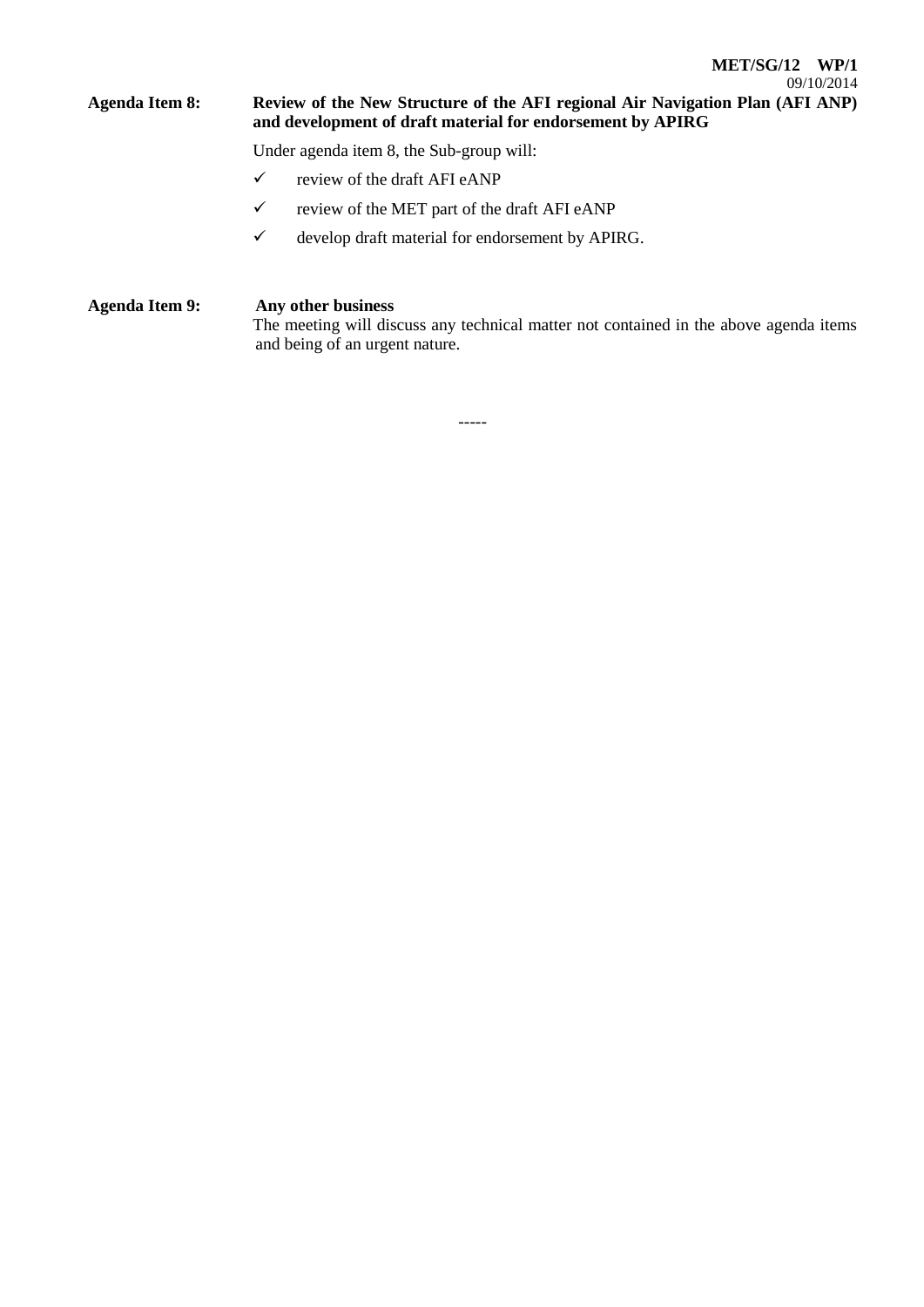**Agenda Item 8: Review of the New Structure of the AFI regional Air Navigation Plan (AFI ANP) and development of draft material for endorsement by APIRG**

Under agenda item 8, the Sub-group will:

- ✓ review of the draft AFI eANP
- ✓ review of the MET part of the draft AFI eANP
- ✓ develop draft material for endorsement by APIRG.

**Agenda Item 9: Any other business**

The meeting will discuss any technical matter not contained in the above agenda items and being of an urgent nature.

-----